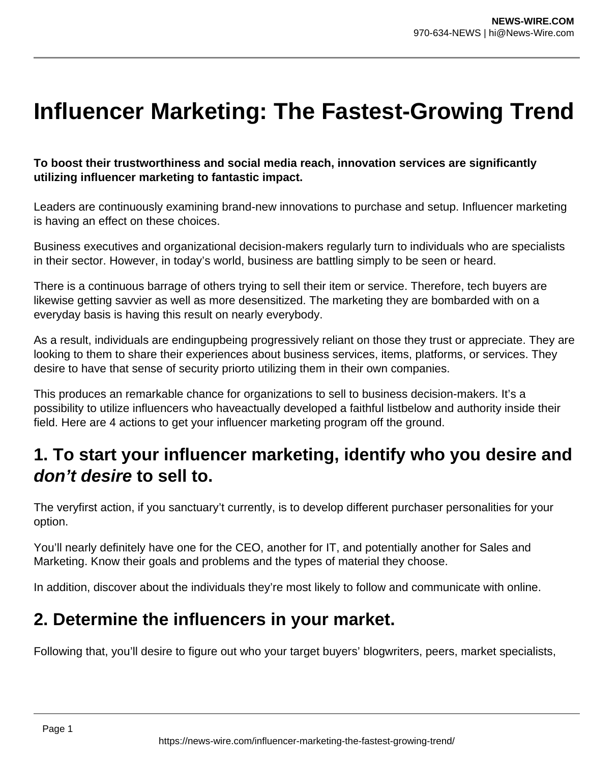# Influencer Marketing: The Fastest-Growing Trend

**To boost their trustworthiness and social media reach, innovation services are significantly utilizing influencer marketing to fantastic impact.**

Leaders are continuously examining brand-new innovations to purchase and setup. Influencer marketing is having an effect on these choices.

Business executives and organizational decision-makers regularly turn to individuals who are specialists in their sector. However, in today's world, business are battling simply to be seen or heard.

There is a continuous barrage of others trying to sell their item or service. Therefore, tech buyers are likewise getting savvier as well as more desensitized. The marketing they are bombarded with on a everyday basis is having this result on nearly everybody.

As a result, individuals are endingupbeing progressively reliant on those they trust or appreciate. They are looking to them to share their experiences about business services, items, platforms, or services. They desire to have that sense of security priorto utilizing them in their own companies.

This produces an remarkable chance for organizations to sell to business decision-makers. It's a possibility to utilize influencers who haveactually developed a faithful listbelow and authority inside their field. Here are 4 actions to get your influencer marketing program off the ground.

## 1. To start your influencer marketing, identify who you desire and *don't desire* to sell to.

The veryfirst action, if you sanctuary't currently, is to develop different purchaser personalities for your option.

You'll nearly definitely have one for the CEO, another for IT, and potentially another for Sales and Marketing. Know their goals and problems and the types of material they choose.

In addition, discover about the individuals they're most likely to follow and communicate with online.

## 2. Determine the influencers in your market.

Following that, you'll desire to figure out who your target buyers' blogwriters, peers, market specialists,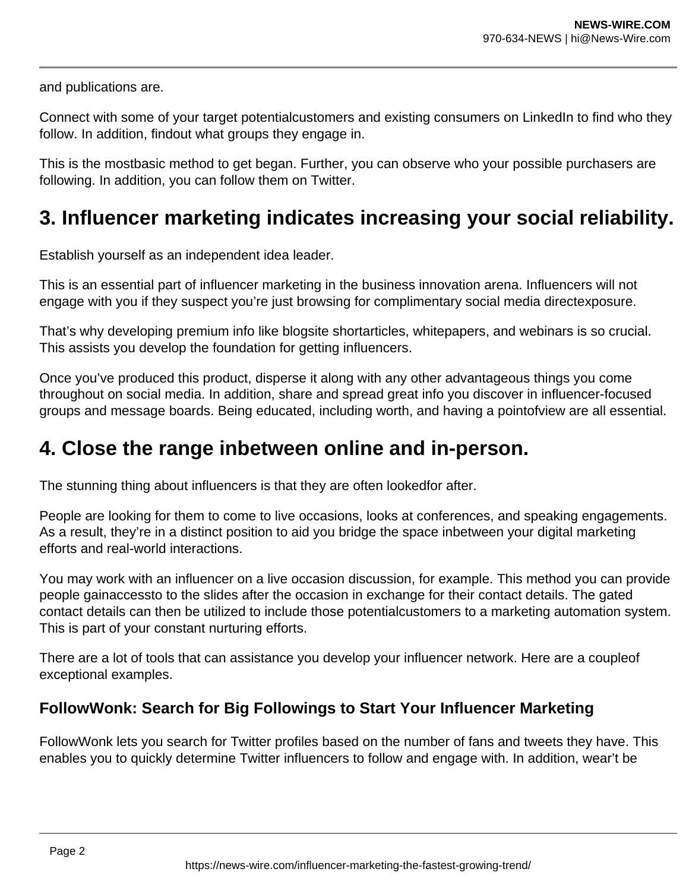and publications are.

Connect with some of your target potentialcustomers and existing consumers on LinkedIn to find who they follow. In addition, findout what groups they engage in.

This is the mostbasic method to get began. Further, you can observe who your possible purchasers are following. In addition, you can follow them on Twitter.

## 3. Influencer marketing indicates increasing your social reliability.

Establish yourself as an independent idea leader.

This is an essential part of influencer marketing in the business innovation arena. Influencers will not engage with you if they suspect you're just browsing for complimentary social media directexposure.

That's why developing premium info like blogsite shortarticles, whitepapers, and webinars is so crucial. This assists you develop the foundation for getting influencers.

Once you've produced this product, disperse it along with any other advantageous things you come throughout on social media. In addition, share and spread great info you discover in influencer-focused groups and message boards. Being educated, including worth, and having a pointofview are all essential.

## 4. Close the range inbetween online and in-person.

The stunning thing about influencers is that they are often lookedfor after.

People are looking for them to come to live occasions, looks at conferences, and speaking engagements. As a result, they're in a distinct position to aid you bridge the space inbetween your digital marketing efforts and real-world interactions.

You may work with an influencer on a live occasion discussion, for example. This method you can provide people gainaccessto to the slides after the occasion in exchange for their contact details. The gated contact details can then be utilized to include those potentialcustomers to a marketing automation system. This is part of your constant nurturing efforts.

There are a lot of tools that can assistance you develop your influencer network. Here are a coupleof exceptional examples.

### FollowWonk: Search for Big Followings to Start Your Influencer Marketing

FollowWonk lets you search for Twitter profiles based on the number of fans and tweets they have. This enables you to quickly determine Twitter influencers to follow and engage with. In addition, wear't be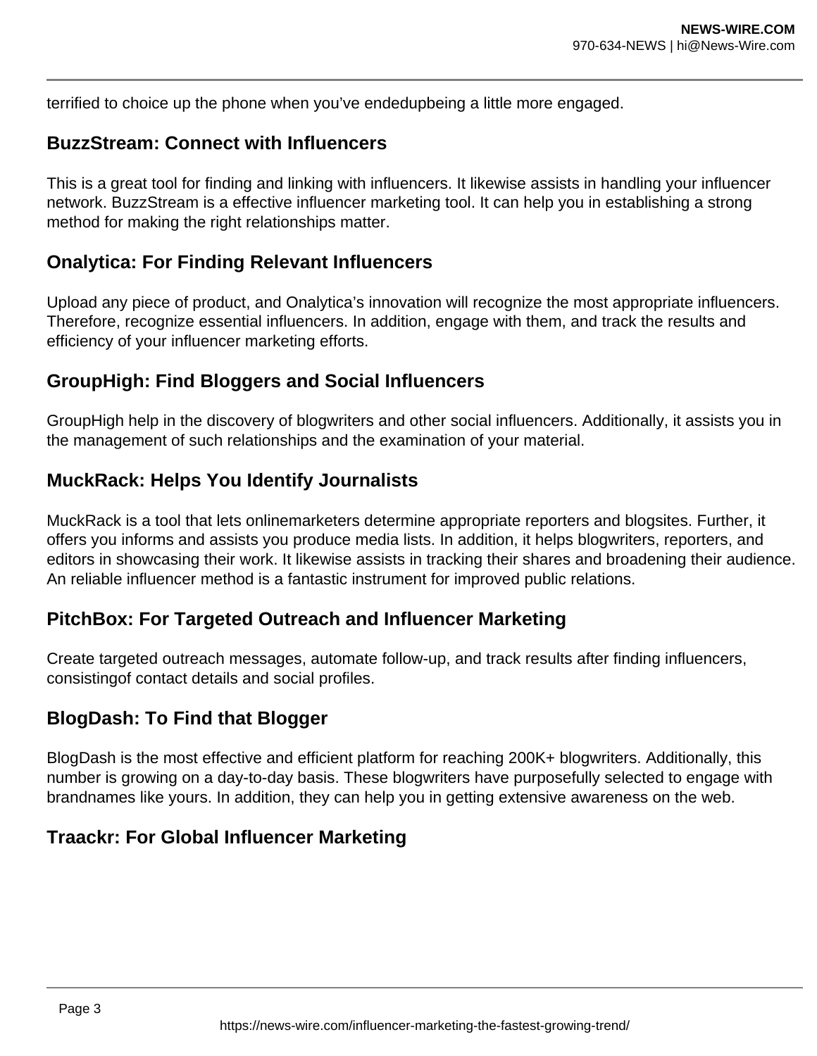terrified to choice up the phone when you've endedupbeing a little more engaged.

## BuzzStream: Connect with Influencers

This is a great tool for finding and linking with influencers. It likewise assists in handling your influencer network. BuzzStream is a effective influencer marketing tool. It can help you in establishing a strong method for making the right relationships matter.

## Onalytica: For Finding Relevant Influencers

Upload any piece of product, and Onalytica's innovation will recognize the most appropriate influencers. Therefore, recognize essential influencers. In addition, engage with them, and track the results and efficiency of your influencer marketing efforts.

## GroupHigh: Find Bloggers and Social Influencers

GroupHigh help in the discovery of blogwriters and other social influencers. Additionally, it assists you in the management of such relationships and the examination of your material.

## MuckRack: Helps You Identify Journalists

MuckRack is a tool that lets onlinemarketers determine appropriate reporters and blogsites. Further, it offers you informs and assists you produce media lists. In addition, it helps blogwriters, reporters, and editors in showcasing their work. It likewise assists in tracking their shares and broadening their audience. An reliable influencer method is a fantastic instrument for improved public relations.

## PitchBox: For Targeted Outreach and Influencer Marketing

Create targeted outreach messages, automate follow-up, and track results after finding influencers, consistingof contact details and social profiles.

## BlogDash: To Find that Blogger

BlogDash is the most effective and efficient platform for reaching 200K+ blogwriters. Additionally, this number is growing on a day-to-day basis. These blogwriters have purposefully selected to engage with brandnames like yours. In addition, they can help you in getting extensive awareness on the web.

## Traackr: For Global Influencer Marketing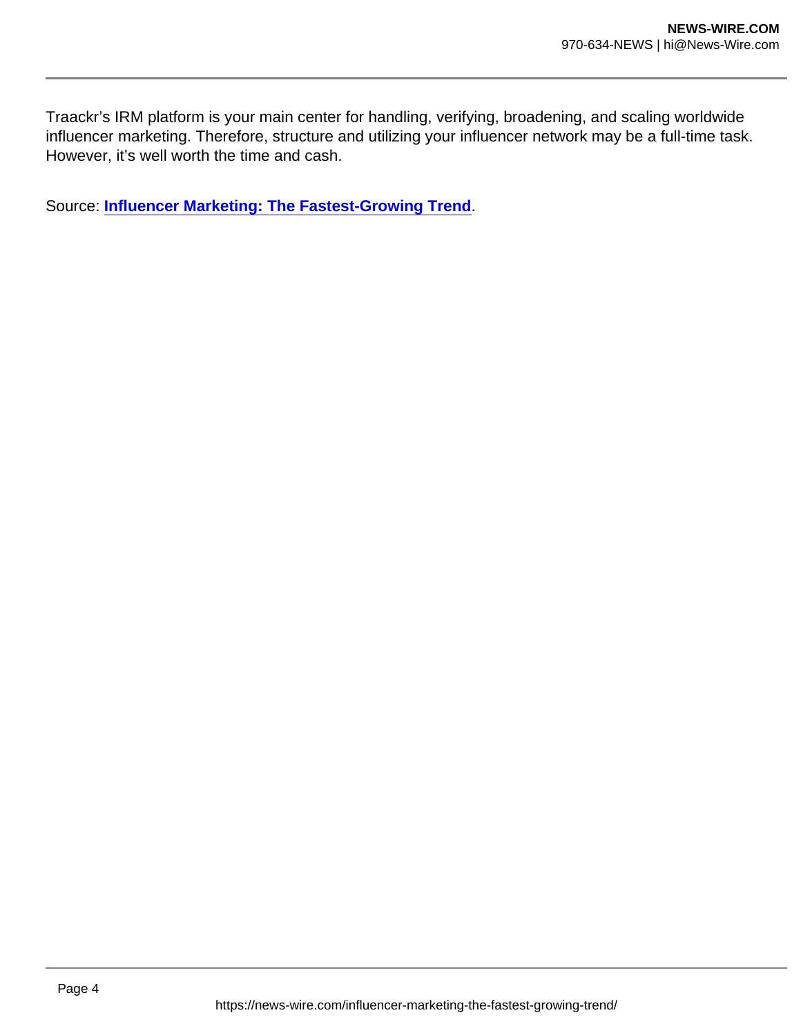Traackr’s IRM platform is your main center for handling, verifying, broadening, and scaling worldwide influencer marketing. Therefore, structure and utilizing your influencer network may be a full-time task. However, it’s well worth the time and cash.

Source: **Influencer Marketing: The Fastest-Growing Trend**.